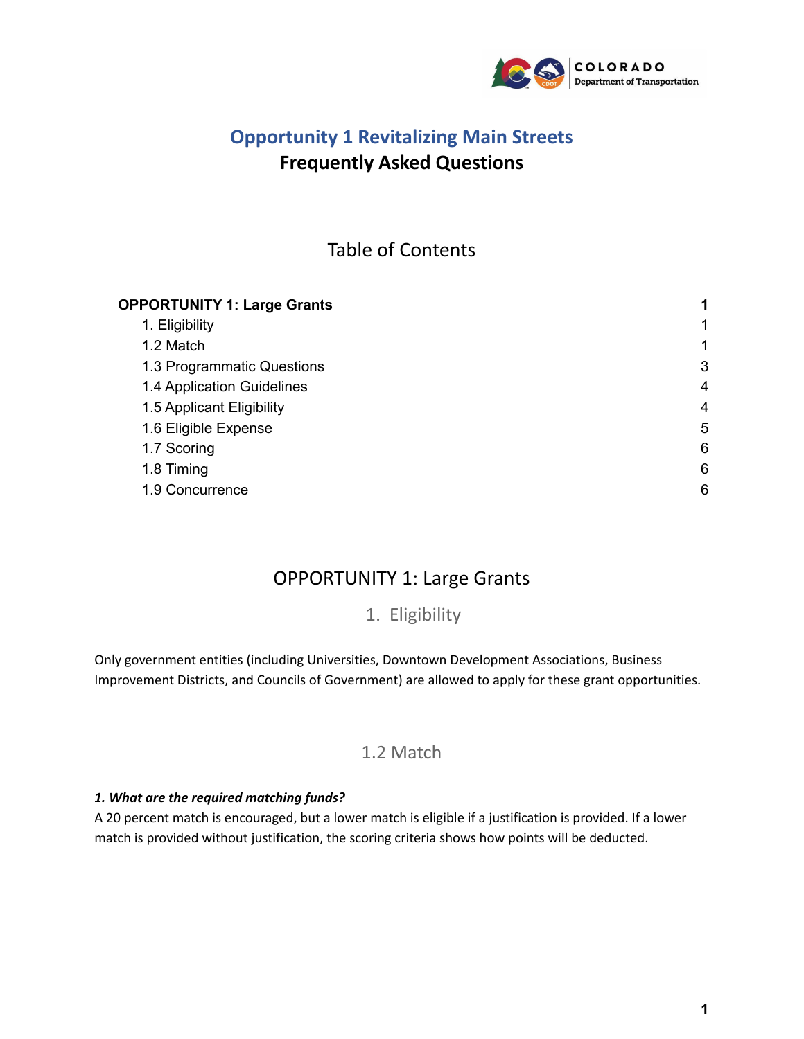# Opportunity 1 Revitalizing Main Streets
## Frequently Asked Questions

## Table of Contents

| | |
|---|---|
| **OPPORTUNITY 1: Large Grants** | **1** |
| 1. Eligibility | 1 |
| 1.2 Match | 1 |
| 1.3 Programmatic Questions | 3 |
| 1.4 Application Guidelines | 4 |
| 1.5 Applicant Eligibility | 4 |
| 1.6 Eligible Expense | 5 |
| 1.7 Scoring | 6 |
| 1.8 Timing | 6 |
| 1.9 Concurrence | 6 |

## OPPORTUNITY 1: Large Grants

### 1. Eligibility

Only government entities (including Universities, Downtown Development Associations, Business Improvement Districts, and Councils of Government) are allowed to apply for these grant opportunities.

### 1.2 Match

***1. What are the required matching funds?***
A 20 percent match is encouraged, but a lower match is eligible if a justification is provided. If a lower match is provided without justification, the scoring criteria shows how points will be deducted.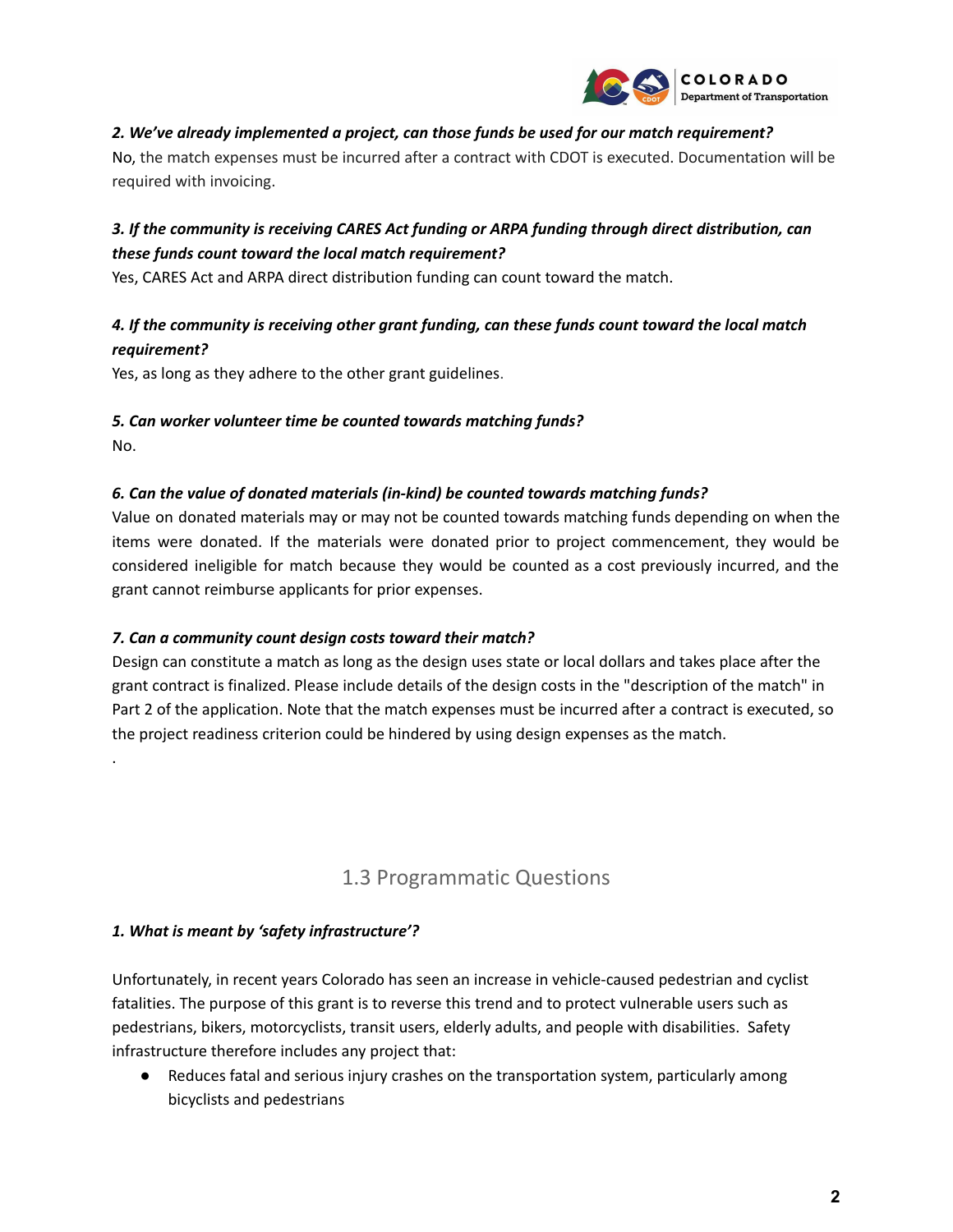***2. We've already implemented a project, can those funds be used for our match requirement?***

No, the match expenses must be incurred after a contract with CDOT is executed. Documentation will be required with invoicing.

***3. If the community is receiving CARES Act funding or ARPA funding through direct distribution, can these funds count toward the local match requirement?***

Yes, CARES Act and ARPA direct distribution funding can count toward the match.

***4. If the community is receiving other grant funding, can these funds count toward the local match requirement?***

Yes, as long as they adhere to the other grant guidelines.

***5. Can worker volunteer time be counted towards matching funds?***

No.

***6. Can the value of donated materials (in-kind) be counted towards matching funds?***

Value on donated materials may or may not be counted towards matching funds depending on when the items were donated. If the materials were donated prior to project commencement, they would be considered ineligible for match because they would be counted as a cost previously incurred, and the grant cannot reimburse applicants for prior expenses.

***7. Can a community count design costs toward their match?***

Design can constitute a match as long as the design uses state or local dollars and takes place after the grant contract is finalized. Please include details of the design costs in the "description of the match" in Part 2 of the application. Note that the match expenses must be incurred after a contract is executed, so the project readiness criterion could be hindered by using design expenses as the match.

.

## 1.3 Programmatic Questions

***1. What is meant by 'safety infrastructure'?***

Unfortunately, in recent years Colorado has seen an increase in vehicle-caused pedestrian and cyclist fatalities. The purpose of this grant is to reverse this trend and to protect vulnerable users such as pedestrians, bikers, motorcyclists, transit users, elderly adults, and people with disabilities. Safety infrastructure therefore includes any project that:

- Reduces fatal and serious injury crashes on the transportation system, particularly among bicyclists and pedestrians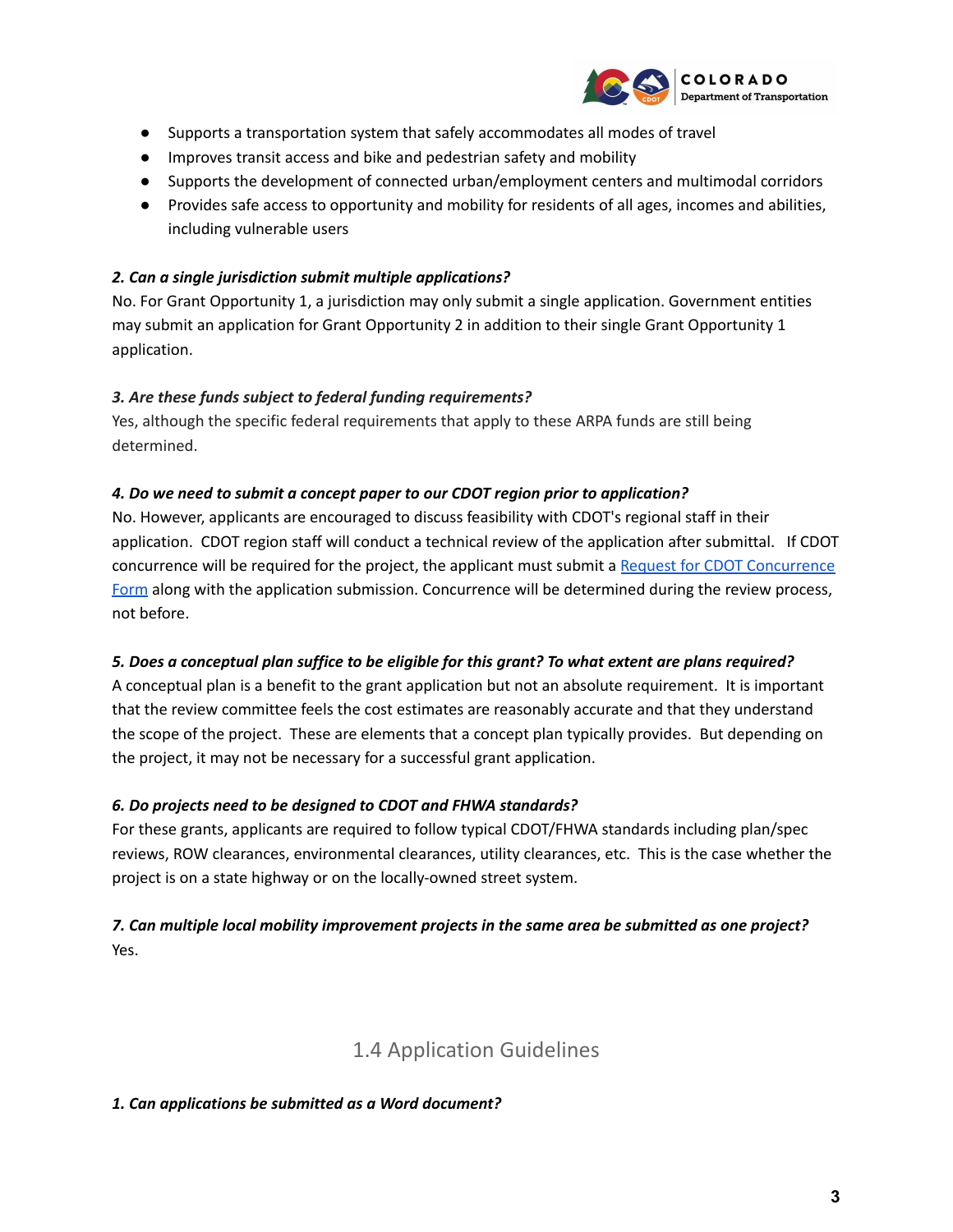- Supports a transportation system that safely accommodates all modes of travel
- Improves transit access and bike and pedestrian safety and mobility
- Supports the development of connected urban/employment centers and multimodal corridors
- Provides safe access to opportunity and mobility for residents of all ages, incomes and abilities, including vulnerable users

***2. Can a single jurisdiction submit multiple applications?***

No. For Grant Opportunity 1, a jurisdiction may only submit a single application. Government entities may submit an application for Grant Opportunity 2 in addition to their single Grant Opportunity 1 application.

***3. Are these funds subject to federal funding requirements?***

Yes, although the specific federal requirements that apply to these ARPA funds are still being determined.

***4. Do we need to submit a concept paper to our CDOT region prior to application?***

No. However, applicants are encouraged to discuss feasibility with CDOT's regional staff in their application. CDOT region staff will conduct a technical review of the application after submittal. If CDOT concurrence will be required for the project, the applicant must submit a Request for CDOT Concurrence Form along with the application submission. Concurrence will be determined during the review process, not before.

***5. Does a conceptual plan suffice to be eligible for this grant? To what extent are plans required?***

A conceptual plan is a benefit to the grant application but not an absolute requirement. It is important that the review committee feels the cost estimates are reasonably accurate and that they understand the scope of the project. These are elements that a concept plan typically provides. But depending on the project, it may not be necessary for a successful grant application.

***6. Do projects need to be designed to CDOT and FHWA standards?***

For these grants, applicants are required to follow typical CDOT/FHWA standards including plan/spec reviews, ROW clearances, environmental clearances, utility clearances, etc. This is the case whether the project is on a state highway or on the locally-owned street system.

***7. Can multiple local mobility improvement projects in the same area be submitted as one project?***

Yes.

## 1.4 Application Guidelines

***1. Can applications be submitted as a Word document?***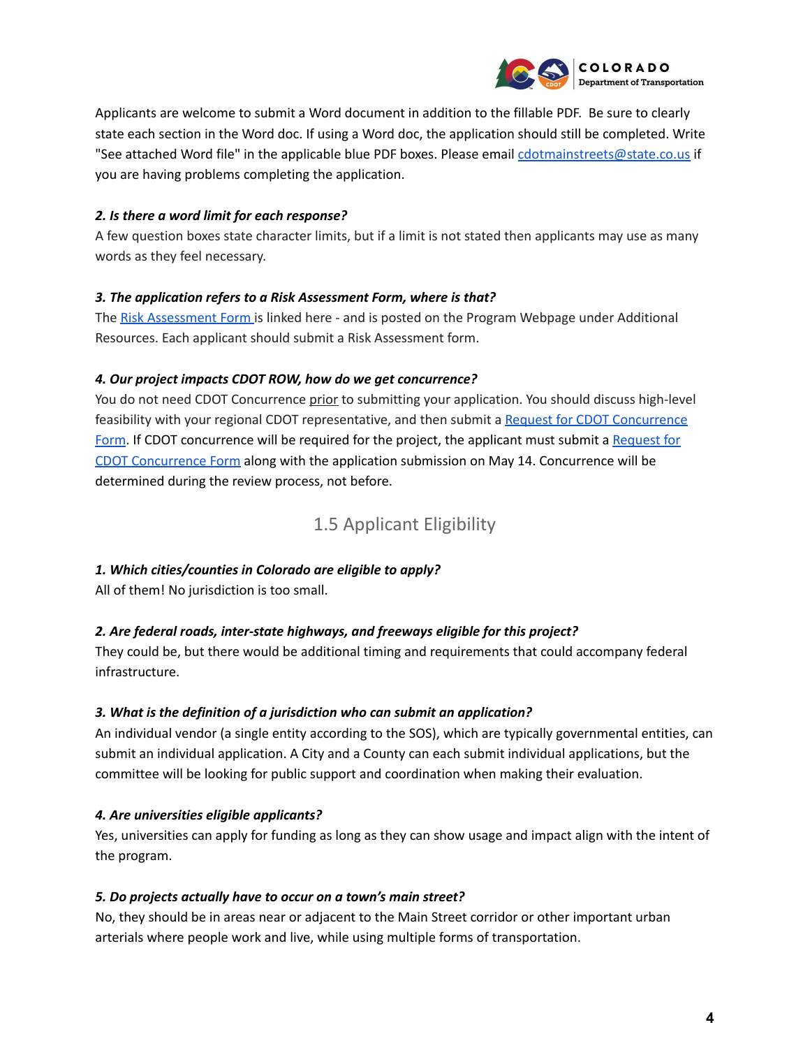Applicants are welcome to submit a Word document in addition to the fillable PDF. Be sure to clearly state each section in the Word doc. If using a Word doc, the application should still be completed. Write "See attached Word file" in the applicable blue PDF boxes. Please email [cdotmainstreets@state.co.us](mailto:cdotmainstreets@state.co.us) if you are having problems completing the application.

***2. Is there a word limit for each response?***

A few question boxes state character limits, but if a limit is not stated then applicants may use as many words as they feel necessary.

***3. The application refers to a Risk Assessment Form, where is that?***

The Risk Assessment Form is linked here - and is posted on the Program Webpage under Additional Resources. Each applicant should submit a Risk Assessment form.

***4. Our project impacts CDOT ROW, how do we get concurrence?***

You do not need CDOT Concurrence prior to submitting your application. You should discuss high-level feasibility with your regional CDOT representative, and then submit a Request for CDOT Concurrence Form. If CDOT concurrence will be required for the project, the applicant must submit a Request for CDOT Concurrence Form along with the application submission on May 14. Concurrence will be determined during the review process, not before.

## 1.5 Applicant Eligibility

***1. Which cities/counties in Colorado are eligible to apply?***

All of them! No jurisdiction is too small.

***2. Are federal roads, inter-state highways, and freeways eligible for this project?***

They could be, but there would be additional timing and requirements that could accompany federal infrastructure.

***3. What is the definition of a jurisdiction who can submit an application?***

An individual vendor (a single entity according to the SOS), which are typically governmental entities, can submit an individual application. A City and a County can each submit individual applications, but the committee will be looking for public support and coordination when making their evaluation.

***4. Are universities eligible applicants?***

Yes, universities can apply for funding as long as they can show usage and impact align with the intent of the program.

***5. Do projects actually have to occur on a town's main street?***

No, they should be in areas near or adjacent to the Main Street corridor or other important urban arterials where people work and live, while using multiple forms of transportation.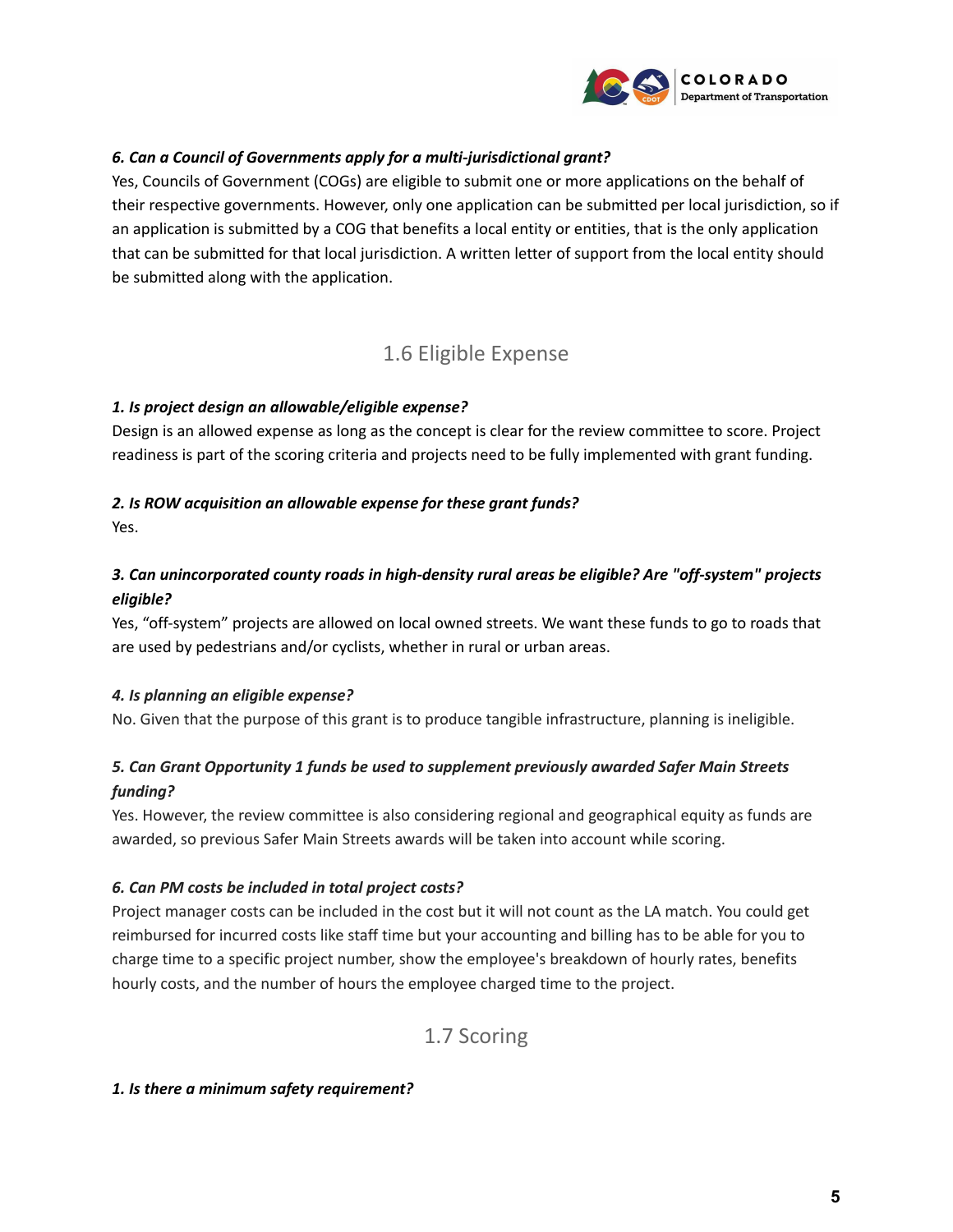***6. Can a Council of Governments apply for a multi-jurisdictional grant?***

Yes, Councils of Government (COGs) are eligible to submit one or more applications on the behalf of their respective governments. However, only one application can be submitted per local jurisdiction, so if an application is submitted by a COG that benefits a local entity or entities, that is the only application that can be submitted for that local jurisdiction. A written letter of support from the local entity should be submitted along with the application.

## 1.6 Eligible Expense

***1. Is project design an allowable/eligible expense?***

Design is an allowed expense as long as the concept is clear for the review committee to score. Project readiness is part of the scoring criteria and projects need to be fully implemented with grant funding.

***2. Is ROW acquisition an allowable expense for these grant funds?***

Yes.

***3. Can unincorporated county roads in high-density rural areas be eligible? Are "off-system" projects eligible?***

Yes, “off-system” projects are allowed on local owned streets. We want these funds to go to roads that are used by pedestrians and/or cyclists, whether in rural or urban areas.

***4. Is planning an eligible expense?***

No. Given that the purpose of this grant is to produce tangible infrastructure, planning is ineligible.

***5. Can Grant Opportunity 1 funds be used to supplement previously awarded Safer Main Streets funding?***

Yes. However, the review committee is also considering regional and geographical equity as funds are awarded, so previous Safer Main Streets awards will be taken into account while scoring.

***6. Can PM costs be included in total project costs?***

Project manager costs can be included in the cost but it will not count as the LA match. You could get reimbursed for incurred costs like staff time but your accounting and billing has to be able for you to charge time to a specific project number, show the employee's breakdown of hourly rates, benefits hourly costs, and the number of hours the employee charged time to the project.

## 1.7 Scoring

***1. Is there a minimum safety requirement?***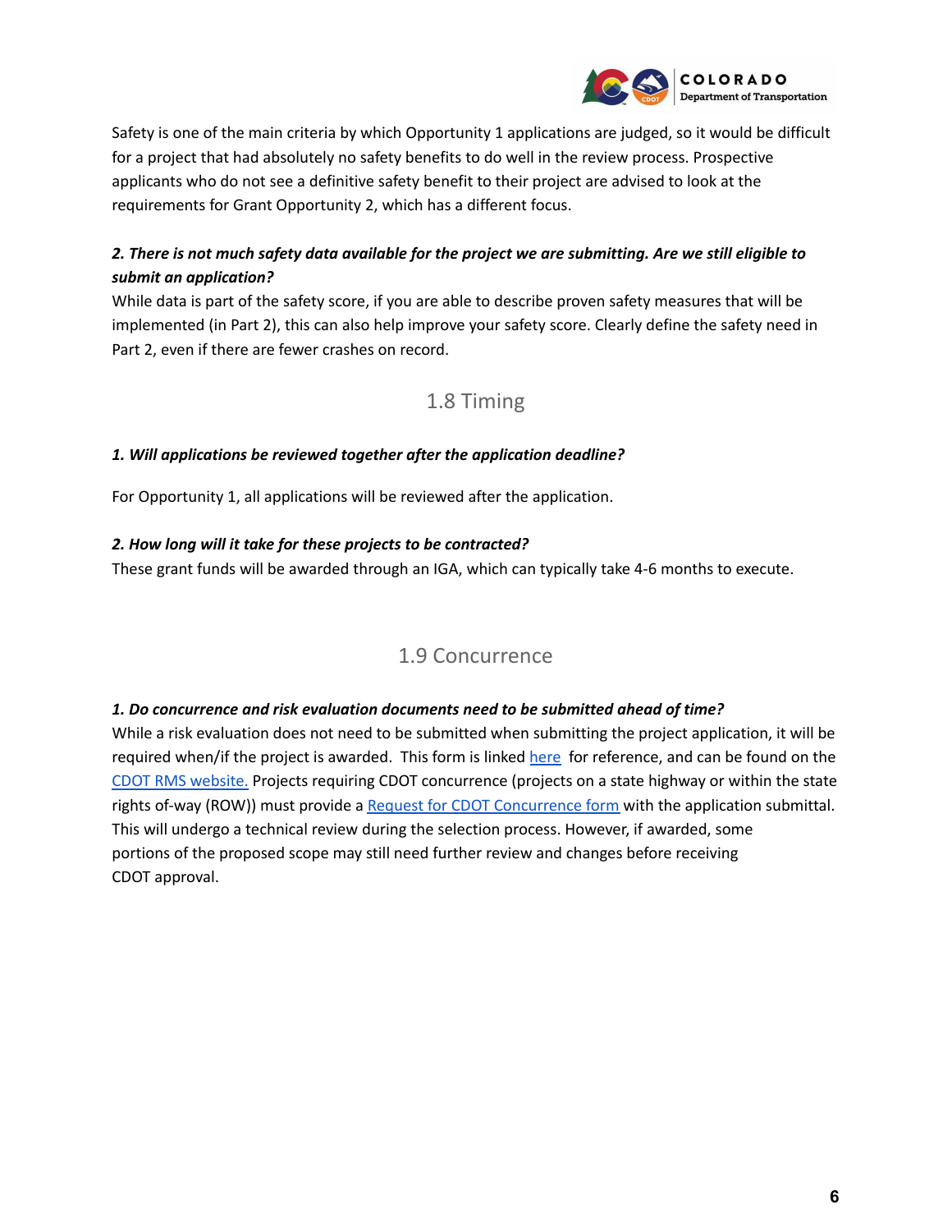Safety is one of the main criteria by which Opportunity 1 applications are judged, so it would be difficult for a project that had absolutely no safety benefits to do well in the review process. Prospective applicants who do not see a definitive safety benefit to their project are advised to look at the requirements for Grant Opportunity 2, which has a different focus.

***2. There is not much safety data available for the project we are submitting. Are we still eligible to submit an application?***

While data is part of the safety score, if you are able to describe proven safety measures that will be implemented (in Part 2), this can also help improve your safety score. Clearly define the safety need in Part 2, even if there are fewer crashes on record.

## 1.8 Timing

***1. Will applications be reviewed together after the application deadline?***

For Opportunity 1, all applications will be reviewed after the application.

***2. How long will it take for these projects to be contracted?***

These grant funds will be awarded through an IGA, which can typically take 4-6 months to execute.

## 1.9 Concurrence

***1. Do concurrence and risk evaluation documents need to be submitted ahead of time?***

While a risk evaluation does not need to be submitted when submitting the project application, it will be required when/if the project is awarded. This form is linked here for reference, and can be found on the CDOT RMS website. Projects requiring CDOT concurrence (projects on a state highway or within the state rights of-way (ROW)) must provide a Request for CDOT Concurrence form with the application submittal. This will undergo a technical review during the selection process. However, if awarded, some portions of the proposed scope may still need further review and changes before receiving CDOT approval.